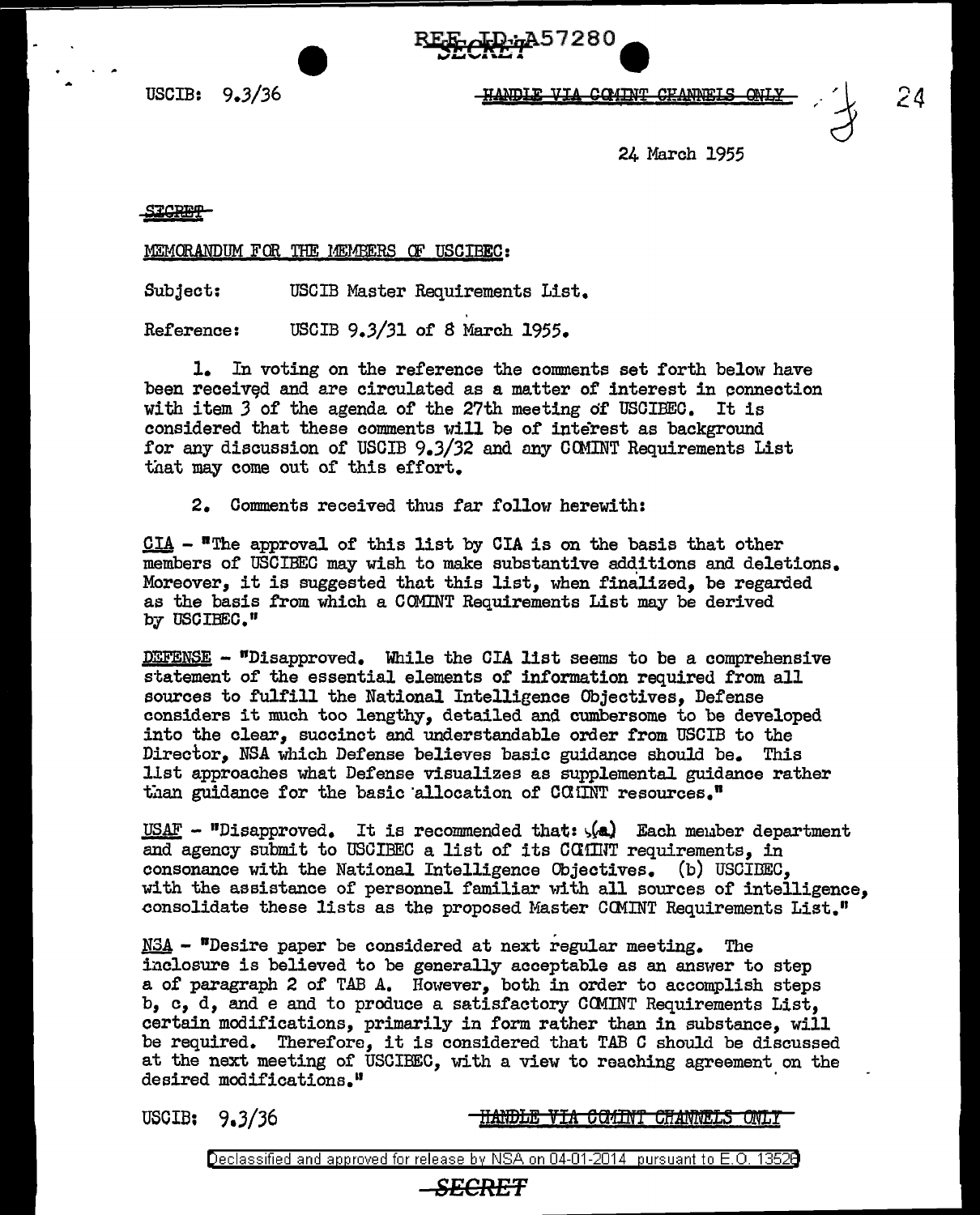USCIB: 9.3/36

HANDLE VIA COMINT CHANNELS ONLY

24 March 1955

SECRET

MEMORANDUM FOR THE MEMBERS OF USCIBEC:

Subject: USCIB Master Requirements List.

Reference: USCIB 9.3/31 of 8 March 1955.

1. In voting on the reference the comments set forth below have been received and are circulated as a matter of interest in connection with item 3 of the agenda of the 27th meeting of USCIBEC. It is considered that these comments will be of interest as background for any discussion of USCIB 9.3/32 and any COMINT Requirements List that may come out of this effort.

2. Comments received thus far follow herewith:

CIA - "The approval of this list by CIA is on the basis that other members of USCIBEC may wish to make substantive additions and deletions. Moreover, it is suggested that this list, when finalized, be regarded as the basis from which a COMINT Requirements List may be derived by USCIBEC."

DEFENSE - "Disapproved. While the CIA list seems to be a comprehensive statement of the essential elements of information required from all sources to fulfill the National Intelligence Objectives, Defense considers it much too lengthy, detailed and cumbersome to be developed into the clear, succinct and understandable order from USCIB to the Director, NSA which Defense believes basic guidance should be. This list approaches what Defense visualizes as supplemental guidance rather than guidance for the basic allocation of COMINT resources."

USAF - "Disapproved. It is recommended that: (a) Each member department and agency submit to USCIBEC a list of its COMINT requirements, in consonance with the National Intelligence Objectives. (b) USCIBEC, with the assistance of personnel familiar with all sources of intelligence, consolidate these lists as the proposed Master COMINT Requirements List."

NSA - "Desire paper be considered at next regular meeting. The inclosure is believed to be generally acceptable as an answer to step a of paragraph 2 of TAB A. However, both in order to accomplish steps b, c, d, and e and to produce a satisfactory COMINT Requirements List, certain modifications, primarily in form rather than in substance, will be required. Therefore, it is considered that TAB C should be discussed at the next meeting of USCIBEC, with a view to reaching agreement on the desired modifications."

USCIB: 9.3/36

HANDLE VIA COMINT CHANNELS ONLY

SECRET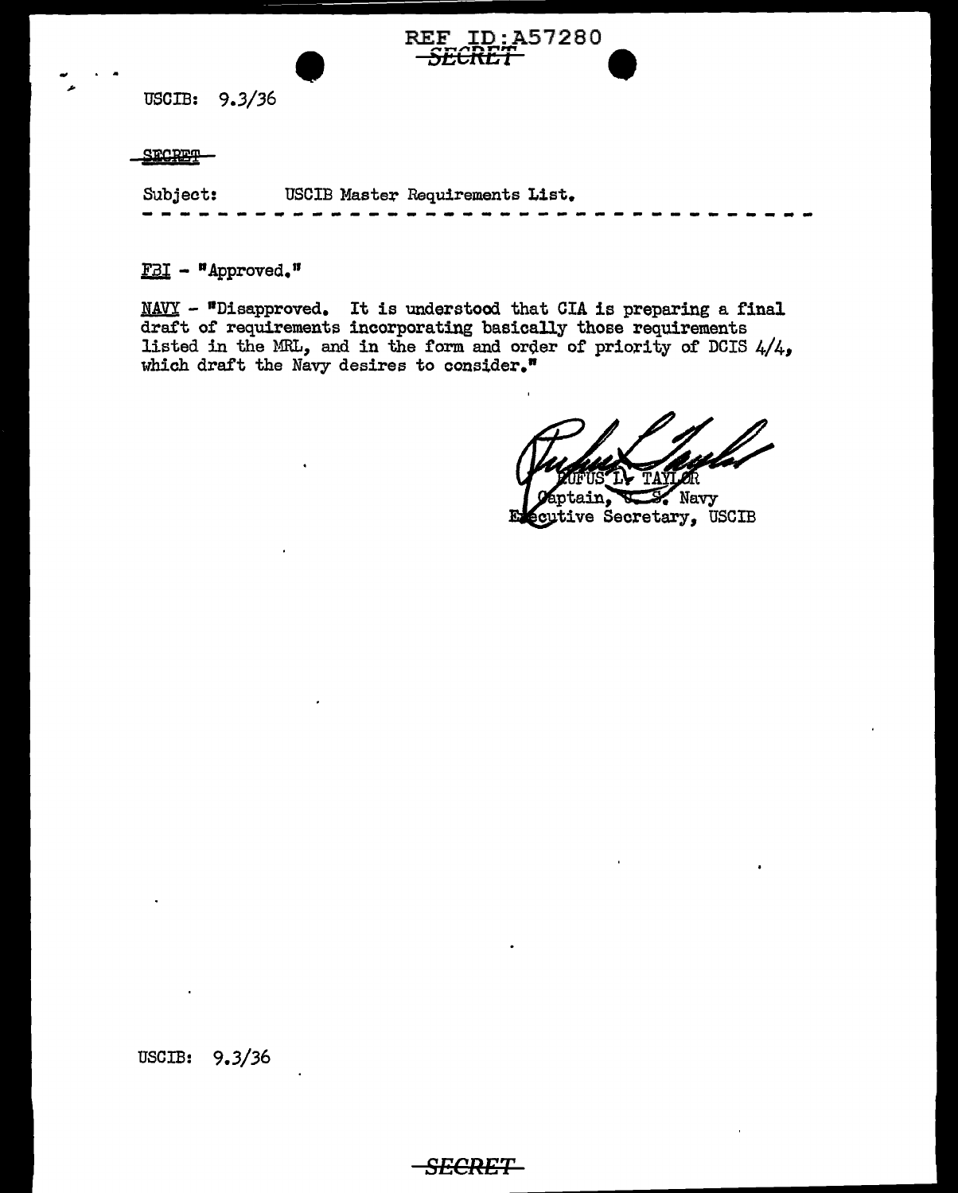USCIB: 9.3/36

SECRET

Subject: USCIB Master Requirements List.

FBI - "Approved."

NAVY - "Disapproved. It is understood that CIA is preparing a final draft of requirements incorporating basically those requirements listed in the MRL, and in the form and order of priority of DCIS 4/4, which draft the Navy desires to consider."

RUFUS L. TAYLOR
Captain, U. S. Navy
Executive Secretary, USCIB

USCIB: 9.3/36

SECRET